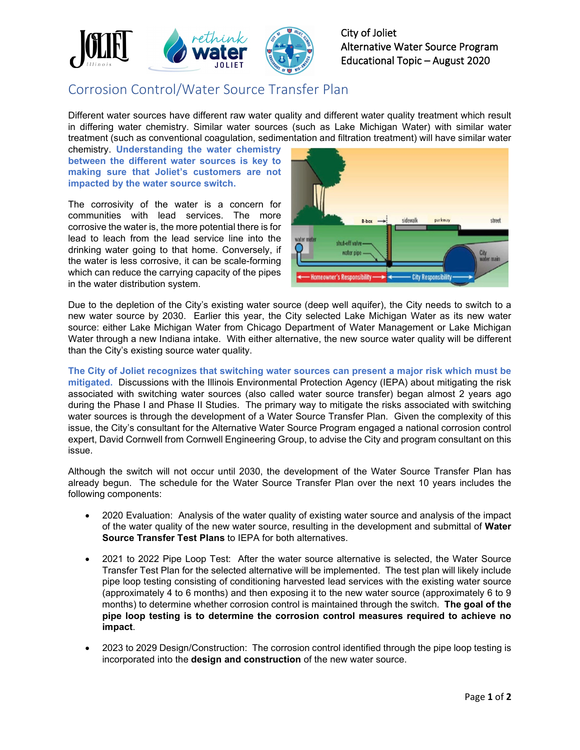City of Joliet
Alternative Water Source Program
Educational Topic – August 2020

# Corrosion Control/Water Source Transfer Plan

Different water sources have different raw water quality and different water quality treatment which result in differing water chemistry. Similar water sources (such as Lake Michigan Water) with similar water treatment (such as conventional coagulation, sedimentation and filtration treatment) will have similar water chemistry. **Understanding the water chemistry between the different water sources is key to making sure that Joliet's customers are not impacted by the water source switch.**

The corrosivity of the water is a concern for communities with lead services. The more corrosive the water is, the more potential there is for lead to leach from the lead service line into the drinking water going to that home. Conversely, if the water is less corrosive, it can be scale-forming which can reduce the carrying capacity of the pipes in the water distribution system.

Due to the depletion of the City's existing water source (deep well aquifer), the City needs to switch to a new water source by 2030. Earlier this year, the City selected Lake Michigan Water as its new water source: either Lake Michigan Water from Chicago Department of Water Management or Lake Michigan Water through a new Indiana intake. With either alternative, the new source water quality will be different than the City's existing source water quality.

**The City of Joliet recognizes that switching water sources can present a major risk which must be mitigated.** Discussions with the Illinois Environmental Protection Agency (IEPA) about mitigating the risk associated with switching water sources (also called water source transfer) began almost 2 years ago during the Phase I and Phase II Studies. The primary way to mitigate the risks associated with switching water sources is through the development of a Water Source Transfer Plan. Given the complexity of this issue, the City's consultant for the Alternative Water Source Program engaged a national corrosion control expert, David Cornwell from Cornwell Engineering Group, to advise the City and program consultant on this issue.

Although the switch will not occur until 2030, the development of the Water Source Transfer Plan has already begun. The schedule for the Water Source Transfer Plan over the next 10 years includes the following components:

- 2020 Evaluation: Analysis of the water quality of existing water source and analysis of the impact of the water quality of the new water source, resulting in the development and submittal of **Water Source Transfer Test Plans** to IEPA for both alternatives.
- 2021 to 2022 Pipe Loop Test: After the water source alternative is selected, the Water Source Transfer Test Plan for the selected alternative will be implemented. The test plan will likely include pipe loop testing consisting of conditioning harvested lead services with the existing water source (approximately 4 to 6 months) and then exposing it to the new water source (approximately 6 to 9 months) to determine whether corrosion control is maintained through the switch. **The goal of the pipe loop testing is to determine the corrosion control measures required to achieve no impact**.
- 2023 to 2029 Design/Construction: The corrosion control identified through the pipe loop testing is incorporated into the **design and construction** of the new water source.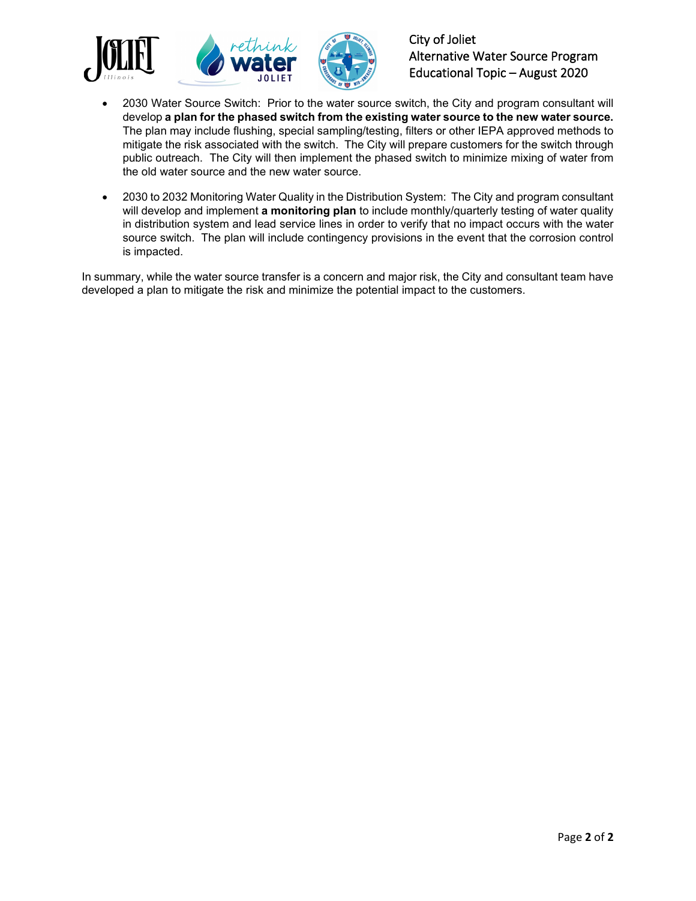- 2030 Water Source Switch: Prior to the water source switch, the City and program consultant will develop **a plan for the phased switch from the existing water source to the new water source.** The plan may include flushing, special sampling/testing, filters or other IEPA approved methods to mitigate the risk associated with the switch. The City will prepare customers for the switch through public outreach. The City will then implement the phased switch to minimize mixing of water from the old water source and the new water source.

- 2030 to 2032 Monitoring Water Quality in the Distribution System: The City and program consultant will develop and implement **a monitoring plan** to include monthly/quarterly testing of water quality in distribution system and lead service lines in order to verify that no impact occurs with the water source switch. The plan will include contingency provisions in the event that the corrosion control is impacted.

In summary, while the water source transfer is a concern and major risk, the City and consultant team have developed a plan to mitigate the risk and minimize the potential impact to the customers.